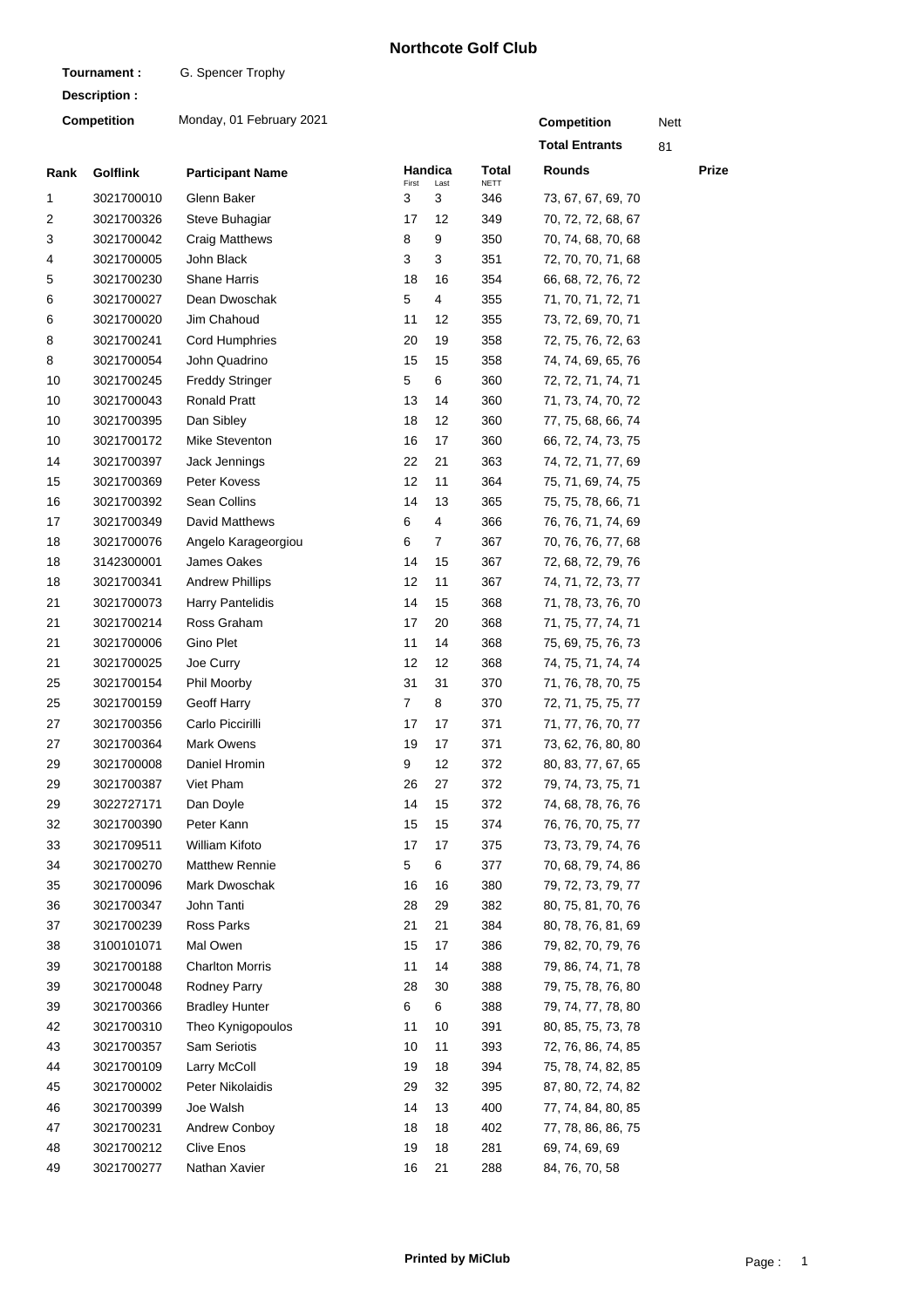# Northcote Golf Club

**Tournament :** G. Spencer Trophy

**Description :**

**Competition** Monday, 01 February 2021

**Competition** Nett

**Total Entrants** 81

| Rank | Golflink | Participant Name | Handica First | Handica Last | Total NETT | Rounds | Prize |
|---|---|---|---|---|---|---|---|
| 1 | 3021700010 | Glenn Baker | 3 | 3 | 346 | 73, 67, 67, 69, 70 | |
| 2 | 3021700326 | Steve Buhagiar | 17 | 12 | 349 | 70, 72, 72, 68, 67 | |
| 3 | 3021700042 | Craig Matthews | 8 | 9 | 350 | 70, 74, 68, 70, 68 | |
| 4 | 3021700005 | John Black | 3 | 3 | 351 | 72, 70, 70, 71, 68 | |
| 5 | 3021700230 | Shane Harris | 18 | 16 | 354 | 66, 68, 72, 76, 72 | |
| 6 | 3021700027 | Dean Dwoschak | 5 | 4 | 355 | 71, 70, 71, 72, 71 | |
| 6 | 3021700020 | Jim Chahoud | 11 | 12 | 355 | 73, 72, 69, 70, 71 | |
| 8 | 3021700241 | Cord Humphries | 20 | 19 | 358 | 72, 75, 76, 72, 63 | |
| 8 | 3021700054 | John Quadrino | 15 | 15 | 358 | 74, 74, 69, 65, 76 | |
| 10 | 3021700245 | Freddy Stringer | 5 | 6 | 360 | 72, 72, 71, 74, 71 | |
| 10 | 3021700043 | Ronald Pratt | 13 | 14 | 360 | 71, 73, 74, 70, 72 | |
| 10 | 3021700395 | Dan Sibley | 18 | 12 | 360 | 77, 75, 68, 66, 74 | |
| 10 | 3021700172 | Mike Steventon | 16 | 17 | 360 | 66, 72, 74, 73, 75 | |
| 14 | 3021700397 | Jack Jennings | 22 | 21 | 363 | 74, 72, 71, 77, 69 | |
| 15 | 3021700369 | Peter Kovess | 12 | 11 | 364 | 75, 71, 69, 74, 75 | |
| 16 | 3021700392 | Sean Collins | 14 | 13 | 365 | 75, 75, 78, 66, 71 | |
| 17 | 3021700349 | David Matthews | 6 | 4 | 366 | 76, 76, 71, 74, 69 | |
| 18 | 3021700076 | Angelo Karageorgiou | 6 | 7 | 367 | 70, 76, 76, 77, 68 | |
| 18 | 3142300001 | James Oakes | 14 | 15 | 367 | 72, 68, 72, 79, 76 | |
| 18 | 3021700341 | Andrew Phillips | 12 | 11 | 367 | 74, 71, 72, 73, 77 | |
| 21 | 3021700073 | Harry Pantelidis | 14 | 15 | 368 | 71, 78, 73, 76, 70 | |
| 21 | 3021700214 | Ross Graham | 17 | 20 | 368 | 71, 75, 77, 74, 71 | |
| 21 | 3021700006 | Gino Plet | 11 | 14 | 368 | 75, 69, 75, 76, 73 | |
| 21 | 3021700025 | Joe Curry | 12 | 12 | 368 | 74, 75, 71, 74, 74 | |
| 25 | 3021700154 | Phil Moorby | 31 | 31 | 370 | 71, 76, 78, 70, 75 | |
| 25 | 3021700159 | Geoff Harry | 7 | 8 | 370 | 72, 71, 75, 75, 77 | |
| 27 | 3021700356 | Carlo Piccirilli | 17 | 17 | 371 | 71, 77, 76, 70, 77 | |
| 27 | 3021700364 | Mark Owens | 19 | 17 | 371 | 73, 62, 76, 80, 80 | |
| 29 | 3021700008 | Daniel Hromin | 9 | 12 | 372 | 80, 83, 77, 67, 65 | |
| 29 | 3021700387 | Viet Pham | 26 | 27 | 372 | 79, 74, 73, 75, 71 | |
| 29 | 3022727171 | Dan Doyle | 14 | 15 | 372 | 74, 68, 78, 76, 76 | |
| 32 | 3021700390 | Peter Kann | 15 | 15 | 374 | 76, 76, 70, 75, 77 | |
| 33 | 3021709511 | William Kifoto | 17 | 17 | 375 | 73, 73, 79, 74, 76 | |
| 34 | 3021700270 | Matthew Rennie | 5 | 6 | 377 | 70, 68, 79, 74, 86 | |
| 35 | 3021700096 | Mark Dwoschak | 16 | 16 | 380 | 79, 72, 73, 79, 77 | |
| 36 | 3021700347 | John Tanti | 28 | 29 | 382 | 80, 75, 81, 70, 76 | |
| 37 | 3021700239 | Ross Parks | 21 | 21 | 384 | 80, 78, 76, 81, 69 | |
| 38 | 3100101071 | Mal Owen | 15 | 17 | 386 | 79, 82, 70, 79, 76 | |
| 39 | 3021700188 | Charlton Morris | 11 | 14 | 388 | 79, 86, 74, 71, 78 | |
| 39 | 3021700048 | Rodney Parry | 28 | 30 | 388 | 79, 75, 78, 76, 80 | |
| 39 | 3021700366 | Bradley Hunter | 6 | 6 | 388 | 79, 74, 77, 78, 80 | |
| 42 | 3021700310 | Theo Kynigopoulos | 11 | 10 | 391 | 80, 85, 75, 73, 78 | |
| 43 | 3021700357 | Sam Seriotis | 10 | 11 | 393 | 72, 76, 86, 74, 85 | |
| 44 | 3021700109 | Larry McColl | 19 | 18 | 394 | 75, 78, 74, 82, 85 | |
| 45 | 3021700002 | Peter Nikolaidis | 29 | 32 | 395 | 87, 80, 72, 74, 82 | |
| 46 | 3021700399 | Joe Walsh | 14 | 13 | 400 | 77, 74, 84, 80, 85 | |
| 47 | 3021700231 | Andrew Conboy | 18 | 18 | 402 | 77, 78, 86, 86, 75 | |
| 48 | 3021700212 | Clive Enos | 19 | 18 | 281 | 69, 74, 69, 69 | |
| 49 | 3021700277 | Nathan Xavier | 16 | 21 | 288 | 84, 76, 70, 58 | |

**Printed by MiClub**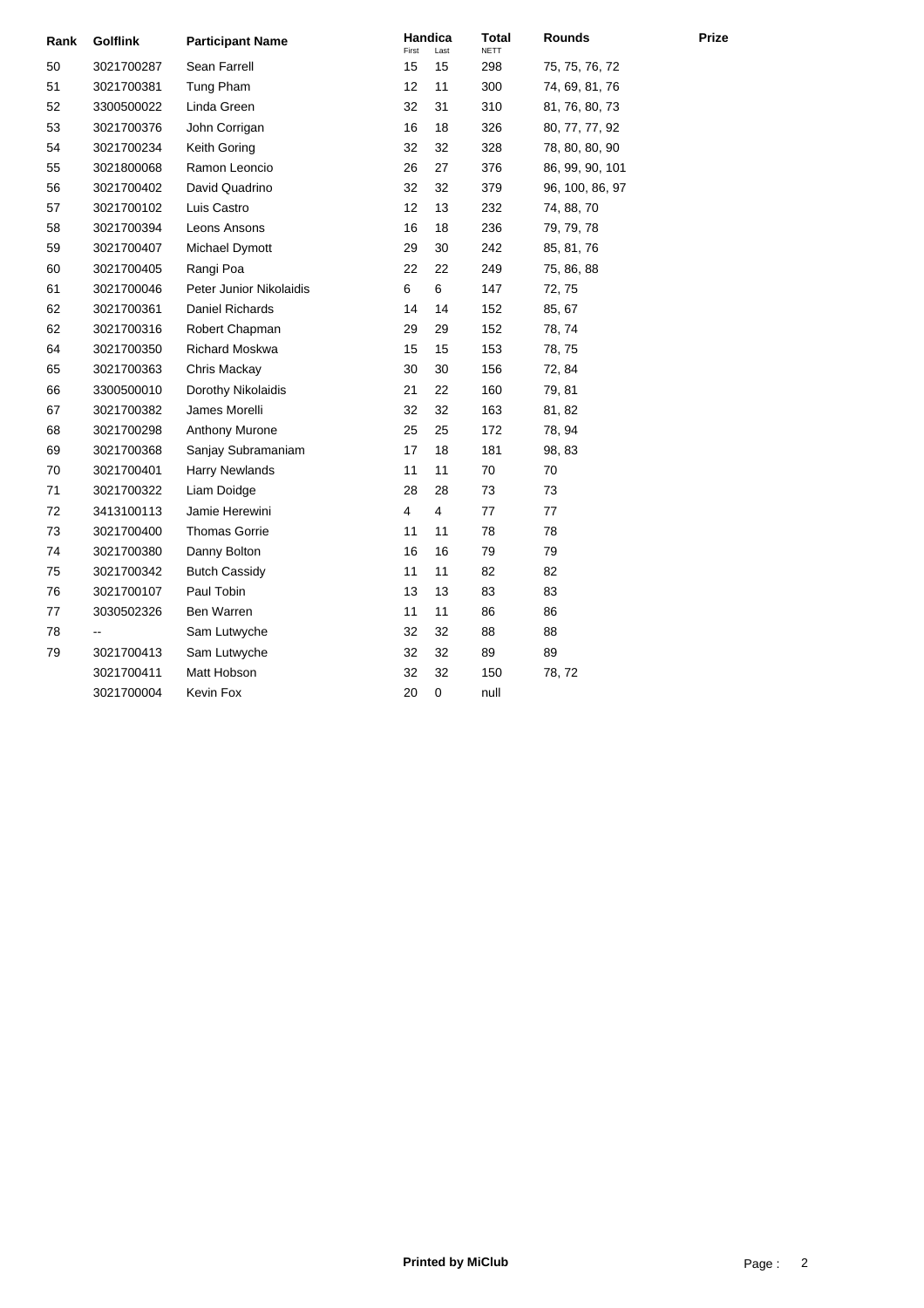| Rank | Golflink | Participant Name | Handica First | Last | Total NETT | Rounds | Prize |
|---|---|---|---|---|---|---|---|
| 50 | 3021700287 | Sean Farrell | 15 | 15 | 298 | 75, 75, 76, 72 | |
| 51 | 3021700381 | Tung Pham | 12 | 11 | 300 | 74, 69, 81, 76 | |
| 52 | 3300500022 | Linda Green | 32 | 31 | 310 | 81, 76, 80, 73 | |
| 53 | 3021700376 | John Corrigan | 16 | 18 | 326 | 80, 77, 77, 92 | |
| 54 | 3021700234 | Keith Goring | 32 | 32 | 328 | 78, 80, 80, 90 | |
| 55 | 3021800068 | Ramon Leoncio | 26 | 27 | 376 | 86, 99, 90, 101 | |
| 56 | 3021700402 | David Quadrino | 32 | 32 | 379 | 96, 100, 86, 97 | |
| 57 | 3021700102 | Luis Castro | 12 | 13 | 232 | 74, 88, 70 | |
| 58 | 3021700394 | Leons Ansons | 16 | 18 | 236 | 79, 79, 78 | |
| 59 | 3021700407 | Michael Dymott | 29 | 30 | 242 | 85, 81, 76 | |
| 60 | 3021700405 | Rangi Poa | 22 | 22 | 249 | 75, 86, 88 | |
| 61 | 3021700046 | Peter Junior Nikolaidis | 6 | 6 | 147 | 72, 75 | |
| 62 | 3021700361 | Daniel Richards | 14 | 14 | 152 | 85, 67 | |
| 62 | 3021700316 | Robert Chapman | 29 | 29 | 152 | 78, 74 | |
| 64 | 3021700350 | Richard Moskwa | 15 | 15 | 153 | 78, 75 | |
| 65 | 3021700363 | Chris Mackay | 30 | 30 | 156 | 72, 84 | |
| 66 | 3300500010 | Dorothy Nikolaidis | 21 | 22 | 160 | 79, 81 | |
| 67 | 3021700382 | James Morelli | 32 | 32 | 163 | 81, 82 | |
| 68 | 3021700298 | Anthony Murone | 25 | 25 | 172 | 78, 94 | |
| 69 | 3021700368 | Sanjay Subramaniam | 17 | 18 | 181 | 98, 83 | |
| 70 | 3021700401 | Harry Newlands | 11 | 11 | 70 | 70 | |
| 71 | 3021700322 | Liam Doidge | 28 | 28 | 73 | 73 | |
| 72 | 3413100113 | Jamie Herewini | 4 | 4 | 77 | 77 | |
| 73 | 3021700400 | Thomas Gorrie | 11 | 11 | 78 | 78 | |
| 74 | 3021700380 | Danny Bolton | 16 | 16 | 79 | 79 | |
| 75 | 3021700342 | Butch Cassidy | 11 | 11 | 82 | 82 | |
| 76 | 3021700107 | Paul Tobin | 13 | 13 | 83 | 83 | |
| 77 | 3030502326 | Ben Warren | 11 | 11 | 86 | 86 | |
| 78 | -- | Sam Lutwyche | 32 | 32 | 88 | 88 | |
| 79 | 3021700413 | Sam Lutwyche | 32 | 32 | 89 | 89 | |
| | 3021700411 | Matt Hobson | 32 | 32 | 150 | 78, 72 | |
| | 3021700004 | Kevin Fox | 20 | 0 | null | | |

Printed by MiClub